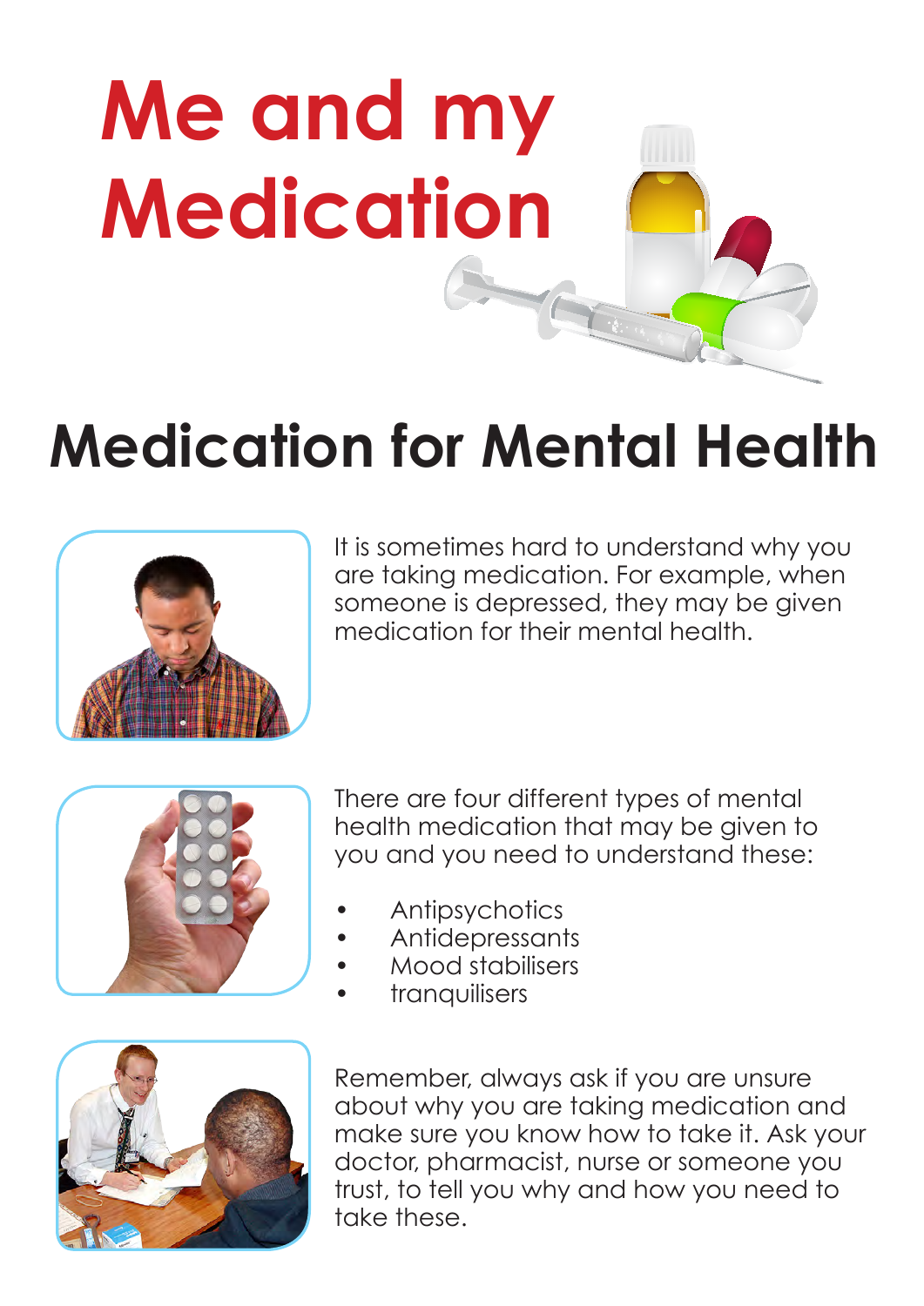# Me and my Medication

## Medication for Mental Health

It is sometimes hard to understand why you are taking medication. For example, when someone is depressed, they may be given medication for their mental health.

There are four different types of mental health medication that may be given to you and you need to understand these:

- Antipsychotics
- Antidepressants
- Mood stabilisers
- tranquilisers

Remember, always ask if you are unsure about why you are taking medication and make sure you know how to take it. Ask your doctor, pharmacist, nurse or someone you trust, to tell you why and how you need to take these.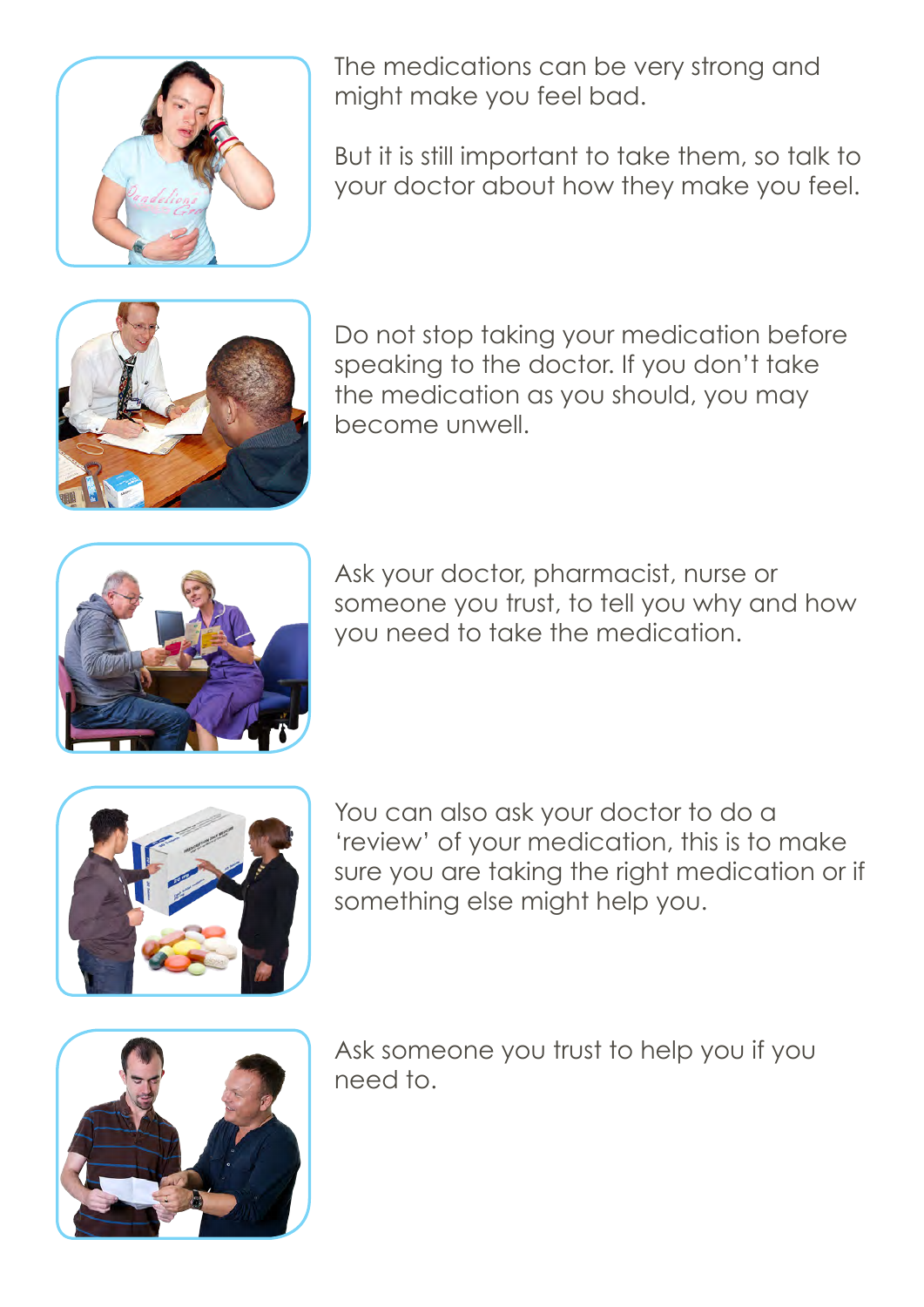The medications can be very strong and might make you feel bad.

But it is still important to take them, so talk to your doctor about how they make you feel.

Do not stop taking your medication before speaking to the doctor. If you don't take the medication as you should, you may become unwell.

Ask your doctor, pharmacist, nurse or someone you trust, to tell you why and how you need to take the medication.

You can also ask your doctor to do a 'review' of your medication, this is to make sure you are taking the right medication or if something else might help you.

Ask someone you trust to help you if you need to.